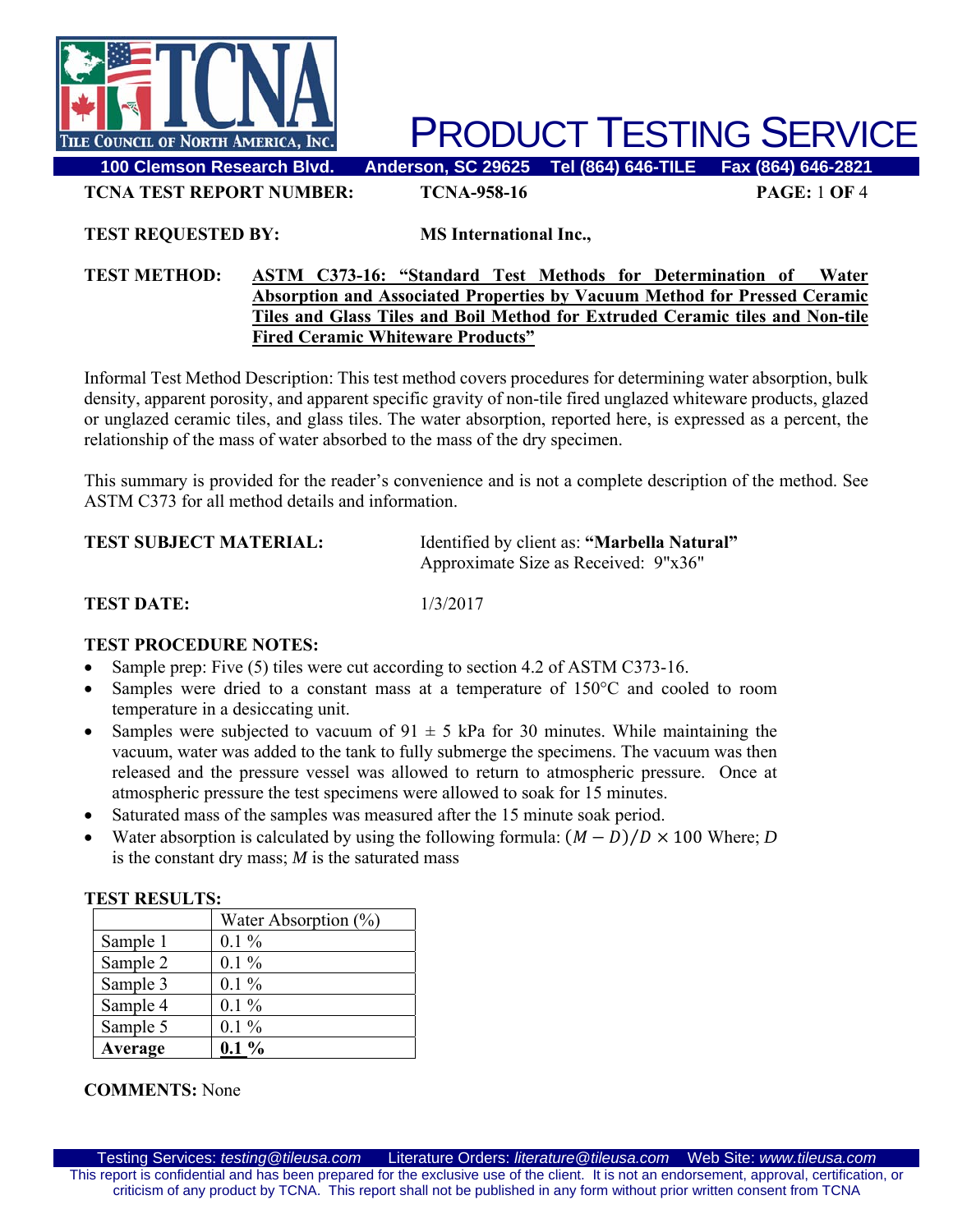# PRODUCT TESTING SERVICE

**100 Clemson Research Blvd. Anderson, SC 29625 Tel (864) 646-TILE Fax (864) 646-2821**

**TCNA TEST REPORT NUMBER:** **TCNA-958-16**

**TEST REQUESTED BY:** **MS International Inc.,**

**TEST METHOD:** **ASTM C373-16: "Standard Test Methods for Determination of Water Absorption and Associated Properties by Vacuum Method for Pressed Ceramic Tiles and Glass Tiles and Boil Method for Extruded Ceramic tiles and Non-tile Fired Ceramic Whiteware Products"**

Informal Test Method Description: This test method covers procedures for determining water absorption, bulk density, apparent porosity, and apparent specific gravity of non-tile fired unglazed whiteware products, glazed or unglazed ceramic tiles, and glass tiles. The water absorption, reported here, is expressed as a percent, the relationship of the mass of water absorbed to the mass of the dry specimen.

This summary is provided for the reader's convenience and is not a complete description of the method. See ASTM C373 for all method details and information.

**TEST SUBJECT MATERIAL:** Identified by client as: **"Marbella Natural"**
Approximate Size as Received: 9"x36"

**TEST DATE:** 1/3/2017

**TEST PROCEDURE NOTES:**

- Sample prep: Five (5) tiles were cut according to section 4.2 of ASTM C373-16.
- Samples were dried to a constant mass at a temperature of 150°C and cooled to room temperature in a desiccating unit.
- Samples were subjected to vacuum of 91 ± 5 kPa for 30 minutes. While maintaining the vacuum, water was added to the tank to fully submerge the specimens. The vacuum was then released and the pressure vessel was allowed to return to atmospheric pressure. Once at atmospheric pressure the test specimens were allowed to soak for 15 minutes.
- Saturated mass of the samples was measured after the 15 minute soak period.
- Water absorption is calculated by using the following formula: $(M - D)/D \times 100$ Where; $D$ is the constant dry mass; $M$ is the saturated mass

**TEST RESULTS:**

| | Water Absorption (%) |
|---|---|
| Sample 1 | 0.1 % |
| Sample 2 | 0.1 % |
| Sample 3 | 0.1 % |
| Sample 4 | 0.1 % |
| Sample 5 | 0.1 % |
| **Average** | **0.1 %** |

**COMMENTS:** None

Testing Services: *testing@tileusa.com* Literature Orders: *literature@tileusa.com* Web Site: *www.tileusa.com*

This report is confidential and has been prepared for the exclusive use of the client. It is not an endorsement, approval, certification, or criticism of any product by TCNA. This report shall not be published in any form without prior written consent from TCNA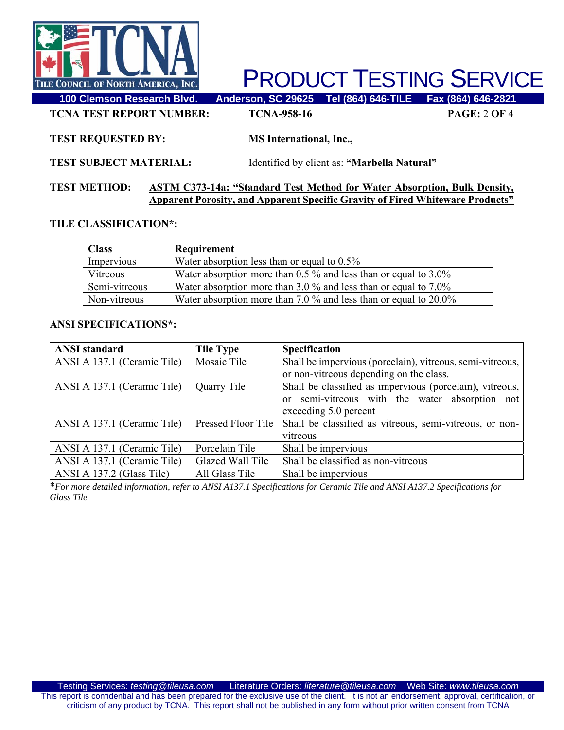**TCNA TEST REPORT NUMBER:** **TCNA-958-16**

**TEST REQUESTED BY:** **MS International, Inc.,**

**TEST SUBJECT MATERIAL:** Identified by client as: **"Marbella Natural"**

**TEST METHOD:** **ASTM C373-14a: "Standard Test Method for Water Absorption, Bulk Density, Apparent Porosity, and Apparent Specific Gravity of Fired Whiteware Products"**

**TILE CLASSIFICATION*:**

| Class | Requirement |
|---|---|
| Impervious | Water absorption less than or equal to 0.5% |
| Vitreous | Water absorption more than 0.5 % and less than or equal to 3.0% |
| Semi-vitreous | Water absorption more than 3.0 % and less than or equal to 7.0% |
| Non-vitreous | Water absorption more than 7.0 % and less than or equal to 20.0% |

**ANSI SPECIFICATIONS*:**

| ANSI standard | Tile Type | Specification |
|---|---|---|
| ANSI A 137.1 (Ceramic Tile) | Mosaic Tile | Shall be impervious (porcelain), vitreous, semi-vitreous, or non-vitreous depending on the class. |
| ANSI A 137.1 (Ceramic Tile) | Quarry Tile | Shall be classified as impervious (porcelain), vitreous, or semi-vitreous with the water absorption not exceeding 5.0 percent |
| ANSI A 137.1 (Ceramic Tile) | Pressed Floor Tile | Shall be classified as vitreous, semi-vitreous, or non-vitreous |
| ANSI A 137.1 (Ceramic Tile) | Porcelain Tile | Shall be impervious |
| ANSI A 137.1 (Ceramic Tile) | Glazed Wall Tile | Shall be classified as non-vitreous |
| ANSI A 137.2 (Glass Tile) | All Glass Tile | Shall be impervious |

*\*For more detailed information, refer to ANSI A137.1 Specifications for Ceramic Tile and ANSI A137.2 Specifications for Glass Tile*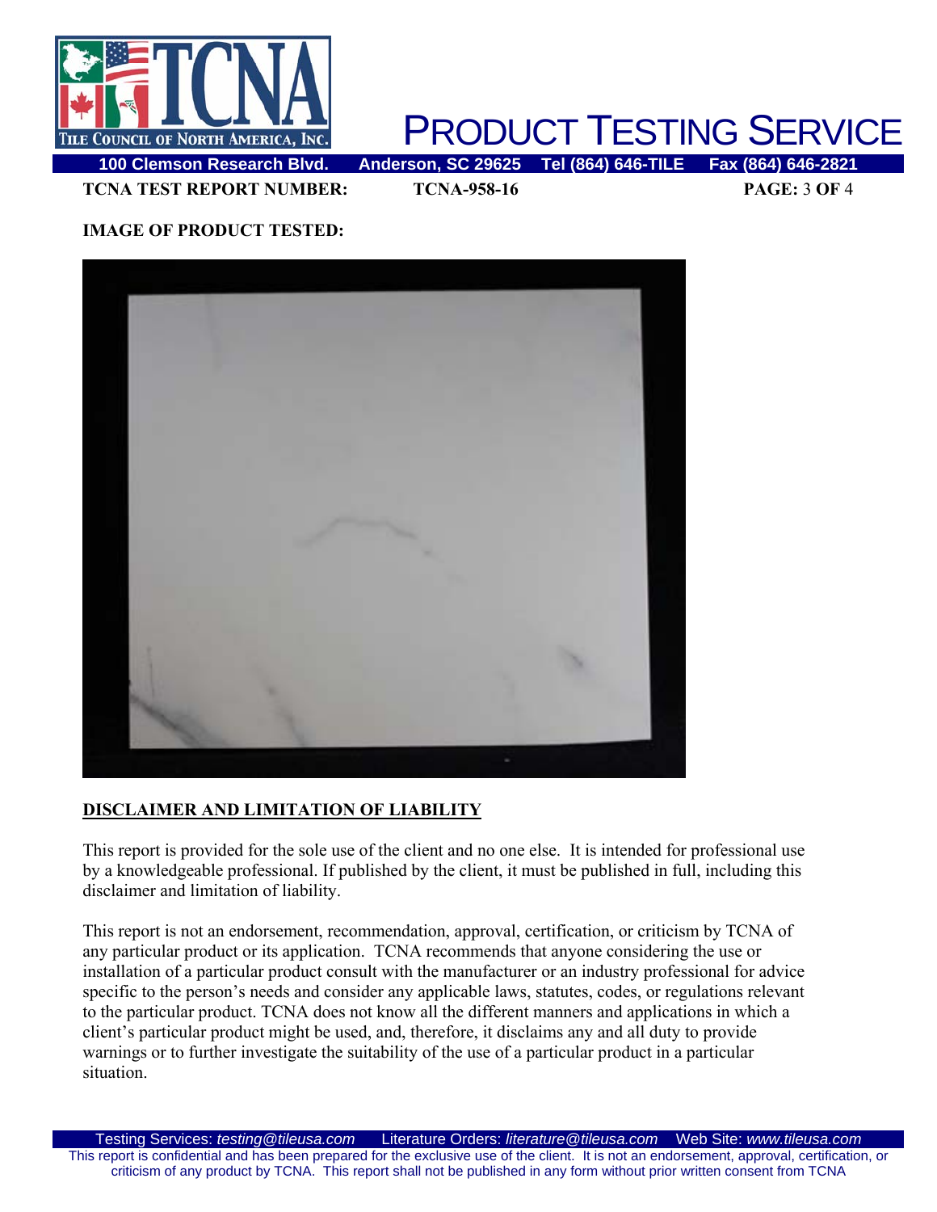**TCNA TEST REPORT NUMBER:** **TCNA-958-16**

**IMAGE OF PRODUCT TESTED:**

## DISCLAIMER AND LIMITATION OF LIABILITY

This report is provided for the sole use of the client and no one else. It is intended for professional use by a knowledgeable professional. If published by the client, it must be published in full, including this disclaimer and limitation of liability.

This report is not an endorsement, recommendation, approval, certification, or criticism by TCNA of any particular product or its application. TCNA recommends that anyone considering the use or installation of a particular product consult with the manufacturer or an industry professional for advice specific to the person's needs and consider any applicable laws, statutes, codes, or regulations relevant to the particular product. TCNA does not know all the different manners and applications in which a client's particular product might be used, and, therefore, it disclaims any and all duty to provide warnings or to further investigate the suitability of the use of a particular product in a particular situation.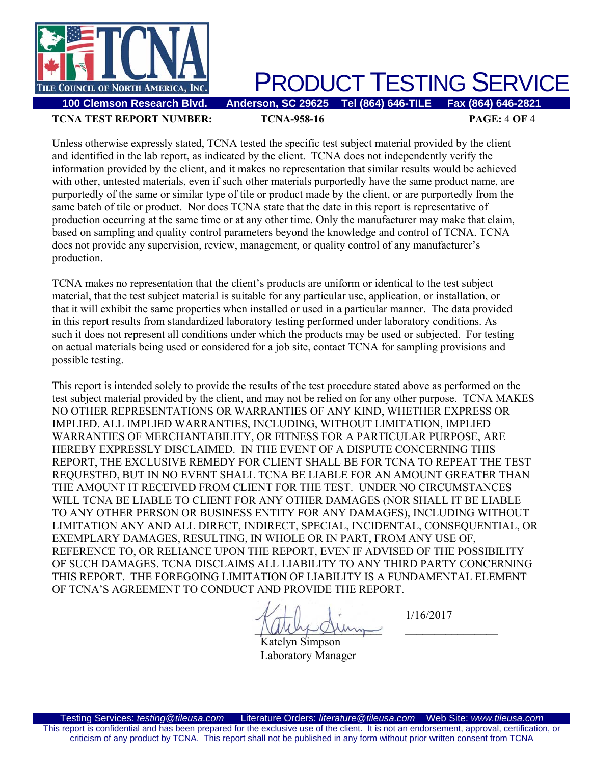**TCNA TEST REPORT NUMBER:** **TCNA-958-16**

Unless otherwise expressly stated, TCNA tested the specific test subject material provided by the client and identified in the lab report, as indicated by the client. TCNA does not independently verify the information provided by the client, and it makes no representation that similar results would be achieved with other, untested materials, even if such other materials purportedly have the same product name, are purportedly of the same or similar type of tile or product made by the client, or are purportedly from the same batch of tile or product. Nor does TCNA state that the date in this report is representative of production occurring at the same time or at any other time. Only the manufacturer may make that claim, based on sampling and quality control parameters beyond the knowledge and control of TCNA. TCNA does not provide any supervision, review, management, or quality control of any manufacturer's production.

TCNA makes no representation that the client's products are uniform or identical to the test subject material, that the test subject material is suitable for any particular use, application, or installation, or that it will exhibit the same properties when installed or used in a particular manner. The data provided in this report results from standardized laboratory testing performed under laboratory conditions. As such it does not represent all conditions under which the products may be used or subjected. For testing on actual materials being used or considered for a job site, contact TCNA for sampling provisions and possible testing.

This report is intended solely to provide the results of the test procedure stated above as performed on the test subject material provided by the client, and may not be relied on for any other purpose. TCNA MAKES NO OTHER REPRESENTATIONS OR WARRANTIES OF ANY KIND, WHETHER EXPRESS OR IMPLIED. ALL IMPLIED WARRANTIES, INCLUDING, WITHOUT LIMITATION, IMPLIED WARRANTIES OF MERCHANTABILITY, OR FITNESS FOR A PARTICULAR PURPOSE, ARE HEREBY EXPRESSLY DISCLAIMED. IN THE EVENT OF A DISPUTE CONCERNING THIS REPORT, THE EXCLUSIVE REMEDY FOR CLIENT SHALL BE FOR TCNA TO REPEAT THE TEST REQUESTED, BUT IN NO EVENT SHALL TCNA BE LIABLE FOR AN AMOUNT GREATER THAN THE AMOUNT IT RECEIVED FROM CLIENT FOR THE TEST. UNDER NO CIRCUMSTANCES WILL TCNA BE LIABLE TO CLIENT FOR ANY OTHER DAMAGES (NOR SHALL IT BE LIABLE TO ANY OTHER PERSON OR BUSINESS ENTITY FOR ANY DAMAGES), INCLUDING WITHOUT LIMITATION ANY AND ALL DIRECT, INDIRECT, SPECIAL, INCIDENTAL, CONSEQUENTIAL, OR EXEMPLARY DAMAGES, RESULTING, IN WHOLE OR IN PART, FROM ANY USE OF, REFERENCE TO, OR RELIANCE UPON THE REPORT, EVEN IF ADVISED OF THE POSSIBILITY OF SUCH DAMAGES. TCNA DISCLAIMS ALL LIABILITY TO ANY THIRD PARTY CONCERNING THIS REPORT. THE FOREGOING LIMITATION OF LIABILITY IS A FUNDAMENTAL ELEMENT OF TCNA'S AGREEMENT TO CONDUCT AND PROVIDE THE REPORT.

Katelyn Simpson
Laboratory Manager

1/16/2017

This report is confidential and has been prepared for the exclusive use of the client. It is not an endorsement, approval, certification, or criticism of any product by TCNA. This report shall not be published in any form without prior written consent from TCNA